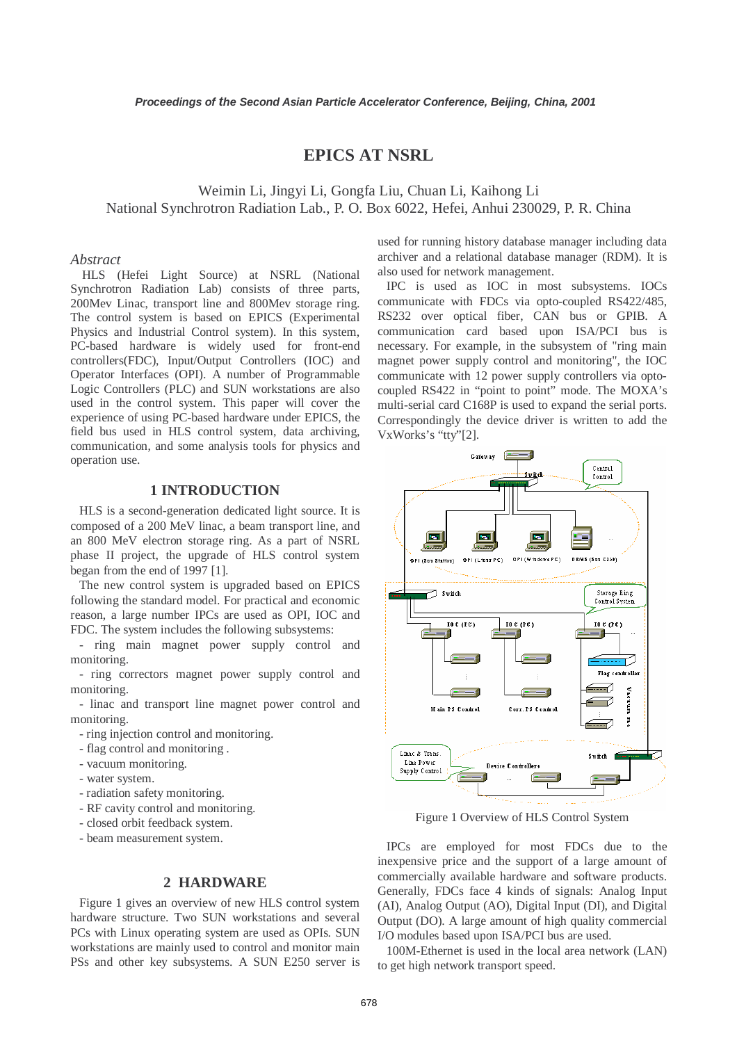# EPICS AT NSRL

Weimin Li, Jingyi Li, Gongfa Liu, Chuan Li, Kaihong Li
National Synchrotron Radiation Lab., P. O. Box 6022, Hefei, Anhui 230029, P. R. China

## *Abstract*

HLS (Hefei Light Source) at NSRL (National Synchrotron Radiation Lab) consists of three parts, 200Mev Linac, transport line and 800Mev storage ring. The control system is based on EPICS (Experimental Physics and Industrial Control system). In this system, PC-based hardware is widely used for front-end controllers(FDC), Input/Output Controllers (IOC) and Operator Interfaces (OPI). A number of Programmable Logic Controllers (PLC) and SUN workstations are also used in the control system. This paper will cover the experience of using PC-based hardware under EPICS, the field bus used in HLS control system, data archiving, communication, and some analysis tools for physics and operation use.

## 1 INTRODUCTION

HLS is a second-generation dedicated light source. It is composed of a 200 MeV linac, a beam transport line, and an 800 MeV electron storage ring. As a part of NSRL phase II project, the upgrade of HLS control system began from the end of 1997 [1].

The new control system is upgraded based on EPICS following the standard model. For practical and economic reason, a large number IPCs are used as OPI, IOC and FDC. The system includes the following subsystems:

- ring main magnet power supply control and monitoring.
- ring correctors magnet power supply control and monitoring.
- linac and transport line magnet power control and monitoring.
- ring injection control and monitoring.
- flag control and monitoring .
- vacuum monitoring.
- water system.
- radiation safety monitoring.
- RF cavity control and monitoring.
- closed orbit feedback system.
- beam measurement system.

## 2 HARDWARE

Figure 1 gives an overview of new HLS control system hardware structure. Two SUN workstations and several PCs with Linux operating system are used as OPIs. SUN workstations are mainly used to control and monitor main PSs and other key subsystems. A SUN E250 server is used for running history database manager including data archiver and a relational database manager (RDM). It is also used for network management.

IPC is used as IOC in most subsystems. IOCs communicate with FDCs via opto-coupled RS422/485, RS232 over optical fiber, CAN bus or GPIB. A communication card based upon ISA/PCI bus is necessary. For example, in the subsystem of "ring main magnet power supply control and monitoring", the IOC communicate with 12 power supply controllers via opto-coupled RS422 in "point to point" mode. The MOXA's multi-serial card C168P is used to expand the serial ports. Correspondingly the device driver is written to add the VxWorks's "tty"[2].

Figure 1 Overview of HLS Control System

IPCs are employed for most FDCs due to the inexpensive price and the support of a large amount of commercially available hardware and software products. Generally, FDCs face 4 kinds of signals: Analog Input (AI), Analog Output (AO), Digital Input (DI), and Digital Output (DO). A large amount of high quality commercial I/O modules based upon ISA/PCI bus are used.

100M-Ethernet is used in the local area network (LAN) to get high network transport speed.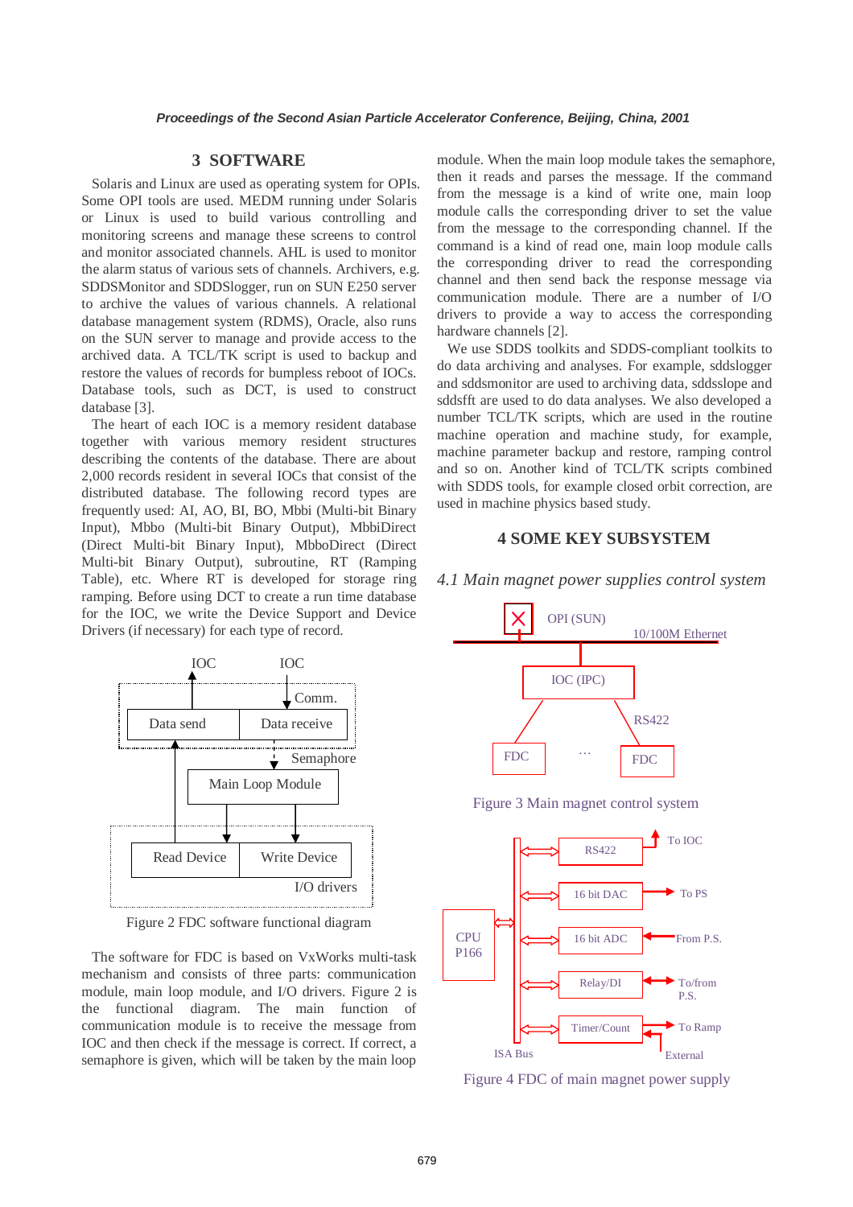## 3 SOFTWARE

Solaris and Linux are used as operating system for OPIs. Some OPI tools are used. MEDM running under Solaris or Linux is used to build various controlling and monitoring screens and manage these screens to control and monitor associated channels. AHL is used to monitor the alarm status of various sets of channels. Archivers, e.g. SDDSMonitor and SDDSlogger, run on SUN E250 server to archive the values of various channels. A relational database management system (RDMS), Oracle, also runs on the SUN server to manage and provide access to the archived data. A TCL/TK script is used to backup and restore the values of records for bumpless reboot of IOCs. Database tools, such as DCT, is used to construct database [3].

The heart of each IOC is a memory resident database together with various memory resident structures describing the contents of the database. There are about 2,000 records resident in several IOCs that consist of the distributed database. The following record types are frequently used: AI, AO, BI, BO, Mbbi (Multi-bit Binary Input), Mbbo (Multi-bit Binary Output), MbbiDirect (Direct Multi-bit Binary Input), MbboDirect (Direct Multi-bit Binary Output), subroutine, RT (Ramping Table), etc. Where RT is developed for storage ring ramping. Before using DCT to create a run time database for the IOC, we write the Device Support and Device Drivers (if necessary) for each type of record.

Figure 2 FDC software functional diagram

The software for FDC is based on VxWorks multi-task mechanism and consists of three parts: communication module, main loop module, and I/O drivers. Figure 2 is the functional diagram. The main function of communication module is to receive the message from IOC and then check if the message is correct. If correct, a semaphore is given, which will be taken by the main loop module. When the main loop module takes the semaphore, then it reads and parses the message. If the command from the message is a kind of write one, main loop module calls the corresponding driver to set the value from the message to the corresponding channel. If the command is a kind of read one, main loop module calls the corresponding driver to read the corresponding channel and then send back the response message via communication module. There are a number of I/O drivers to provide a way to access the corresponding hardware channels [2].

We use SDDS toolkits and SDDS-compliant toolkits to do data archiving and analyses. For example, sddslogger and sddsmonitor are used to archiving data, sddsslope and sddsfft are used to do data analyses. We also developed a number TCL/TK scripts, which are used in the routine machine operation and machine study, for example, machine parameter backup and restore, ramping control and so on. Another kind of TCL/TK scripts combined with SDDS tools, for example closed orbit correction, are used in machine physics based study.

## 4 SOME KEY SUBSYSTEM

### *4.1 Main magnet power supplies control system*

Figure 3 Main magnet control system

Figure 4 FDC of main magnet power supply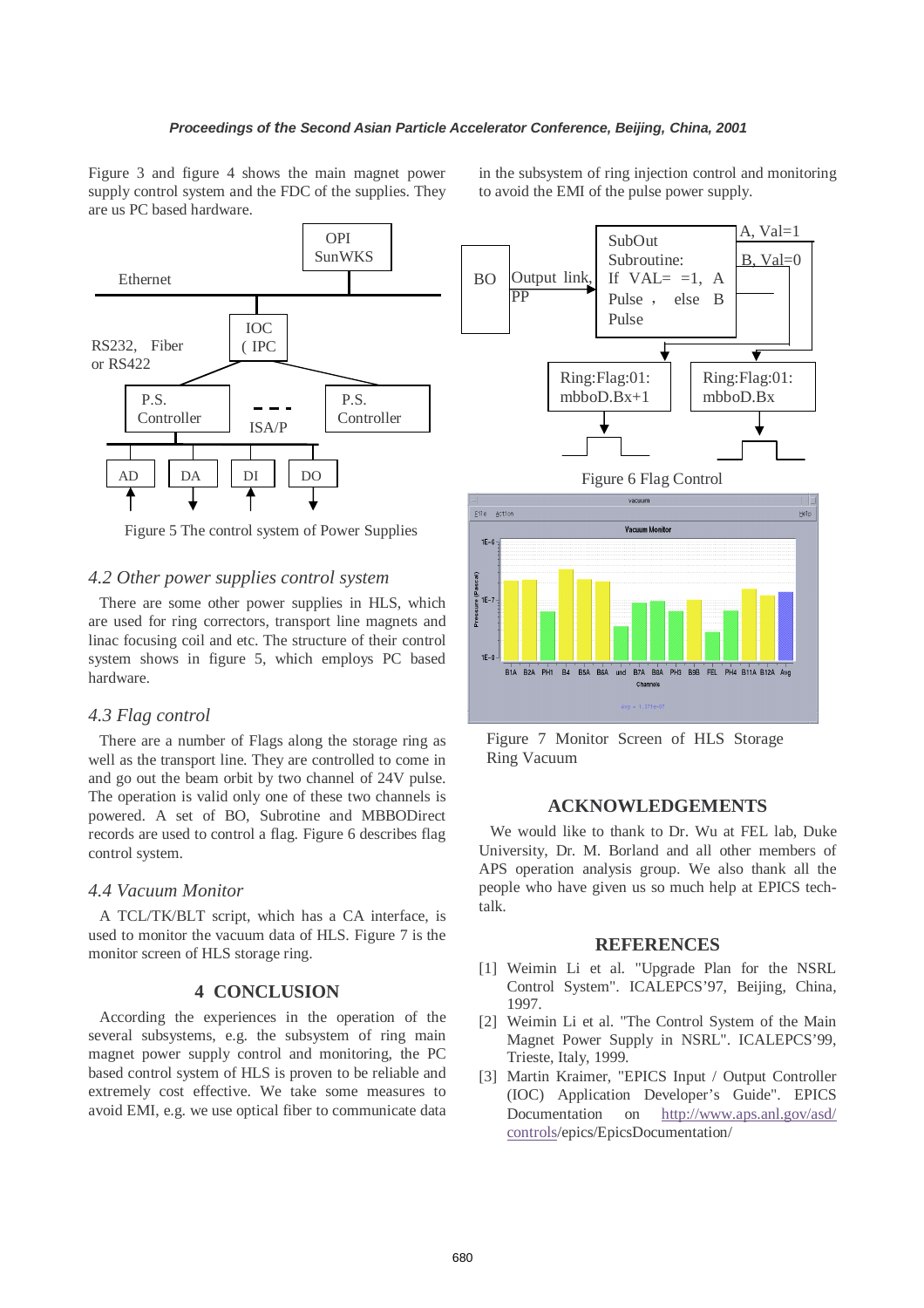Figure 3 and figure 4 shows the main magnet power supply control system and the FDC of the supplies. They are us PC based hardware.

OPI
SunWKS
Ethernet
IOC
( IPC
RS232, Fiber
or RS422
P.S.
Controller
P.S.
Controller
ISA/P
AD
DA
DI
DO

Figure 5 The control system of Power Supplies

### 4.2 Other power supplies control system

There are some other power supplies in HLS, which are used for ring correctors, transport line magnets and linac focusing coil and etc. The structure of their control system shows in figure 5, which employs PC based hardware.

### 4.3 Flag control

There are a number of Flags along the storage ring as well as the transport line. They are controlled to come in and go out the beam orbit by two channel of 24V pulse. The operation is valid only one of these two channels is powered. A set of BO, Subrotine and MBBODirect records are used to control a flag. Figure 6 describes flag control system.

### 4.4 Vacuum Monitor

A TCL/TK/BLT script, which has a CA interface, is used to monitor the vacuum data of HLS. Figure 7 is the monitor screen of HLS storage ring.

## 4 CONCLUSION

According the experiences in the operation of the several subsystems, e.g. the subsystem of ring main magnet power supply control and monitoring, the PC based control system of HLS is proven to be reliable and extremely cost effective. We take some measures to avoid EMI, e.g. we use optical fiber to communicate data in the subsystem of ring injection control and monitoring to avoid the EMI of the pulse power supply.

BO
Output link, PP
SubOut
Subroutine:
If VAL= =1, A Pulse , else B Pulse
A, Val=1
B, Val=0
Ring:Flag:01:
mbboD.Bx+1
Ring:Flag:01:
mbboD.Bx

Figure 6 Flag Control

vacuum
File Action Help
Vacuum Monitor
1E-6
1E-7
1E-8
Pressure (Pascal)
B1A B2A PH1 B4 B5A B6A und B7A B8A PH3 B9B FEL PH4 B11A B12A Avg
Channels
Avg = 1.171e-07

Figure 7 Monitor Screen of HLS Storage Ring Vacuum

## ACKNOWLEDGEMENTS

We would like to thank to Dr. Wu at FEL lab, Duke University, Dr. M. Borland and all other members of APS operation analysis group. We also thank all the people who have given us so much help at EPICS tech-talk.

## REFERENCES

[1] Weimin Li et al. "Upgrade Plan for the NSRL Control System". ICALEPCS'97, Beijing, China, 1997.

[2] Weimin Li et al. "The Control System of the Main Magnet Power Supply in NSRL". ICALEPCS'99, Trieste, Italy, 1999.

[3] Martin Kraimer, "EPICS Input / Output Controller (IOC) Application Developer's Guide". EPICS Documentation on http://www.aps.anl.gov/asd/controls/epics/EpicsDocumentation/